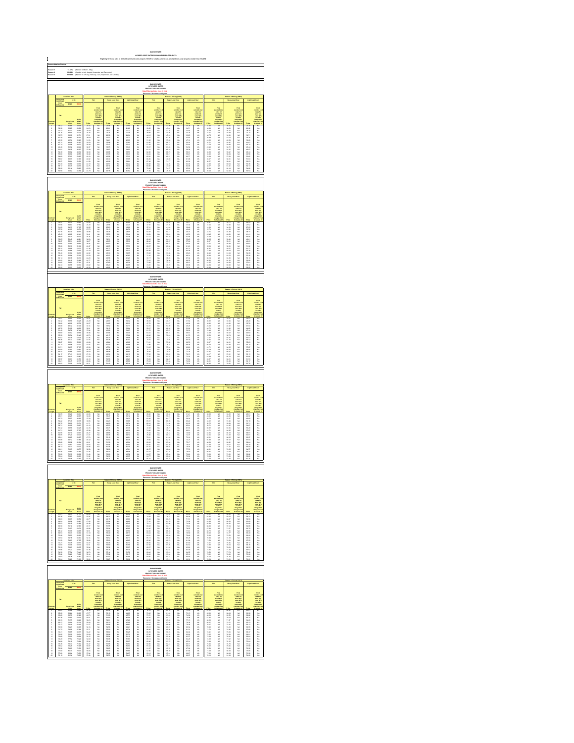# IDAHO POWER

## AVOIDED COST RATES FOR NON-FUELED PROJECTS

Eligibility for these rates is limited to wind and solar projects 100 kW or smaller, and to non-wind and non-solar projects smaller than 10 aMW

**Seasonalization Factors**

| | | |
|---|---|---|
| Season 1 | 73.50% | (Applied to March - May) |
| Season 2 | 120.00% | (Applied to July, August, November and December) |
| Season 3 | 100.00% | (Applied to January, February, June, September and October) |

### IDAHO POWER LEVELIZED RATES

PROJECT ON-LINE IN 2022

Rate Effective Date: June 1, 2022

Resource: Non-seasonal hydro

### IDAHO POWER LEVELIZED RATES

PROJECT ON-LINE IN 2023

Rate Effective Date: June 1, 2022

Resource: Non-seasonal hydro

### IDAHO POWER LEVELIZED RATES

PROJECT ON-LINE IN 2024

Rate Effective Date: June 1, 2022

Resource: Non-seasonal hydro

### IDAHO POWER LEVELIZED RATES

PROJECT ON-LINE IN 2025

Rate Effective Date: June 1, 2022

Resource: Non-seasonal hydro

### IDAHO POWER LEVELIZED RATES

PROJECT ON-LINE IN 2026

Rate Effective Date: June 1, 2022

Resource: Non-seasonal hydro

### IDAHO POWER LEVELIZED RATES

PROJECT ON-LINE IN 2027

Rate Effective Date: June 1, 2022

Resource: Non-seasonal hydro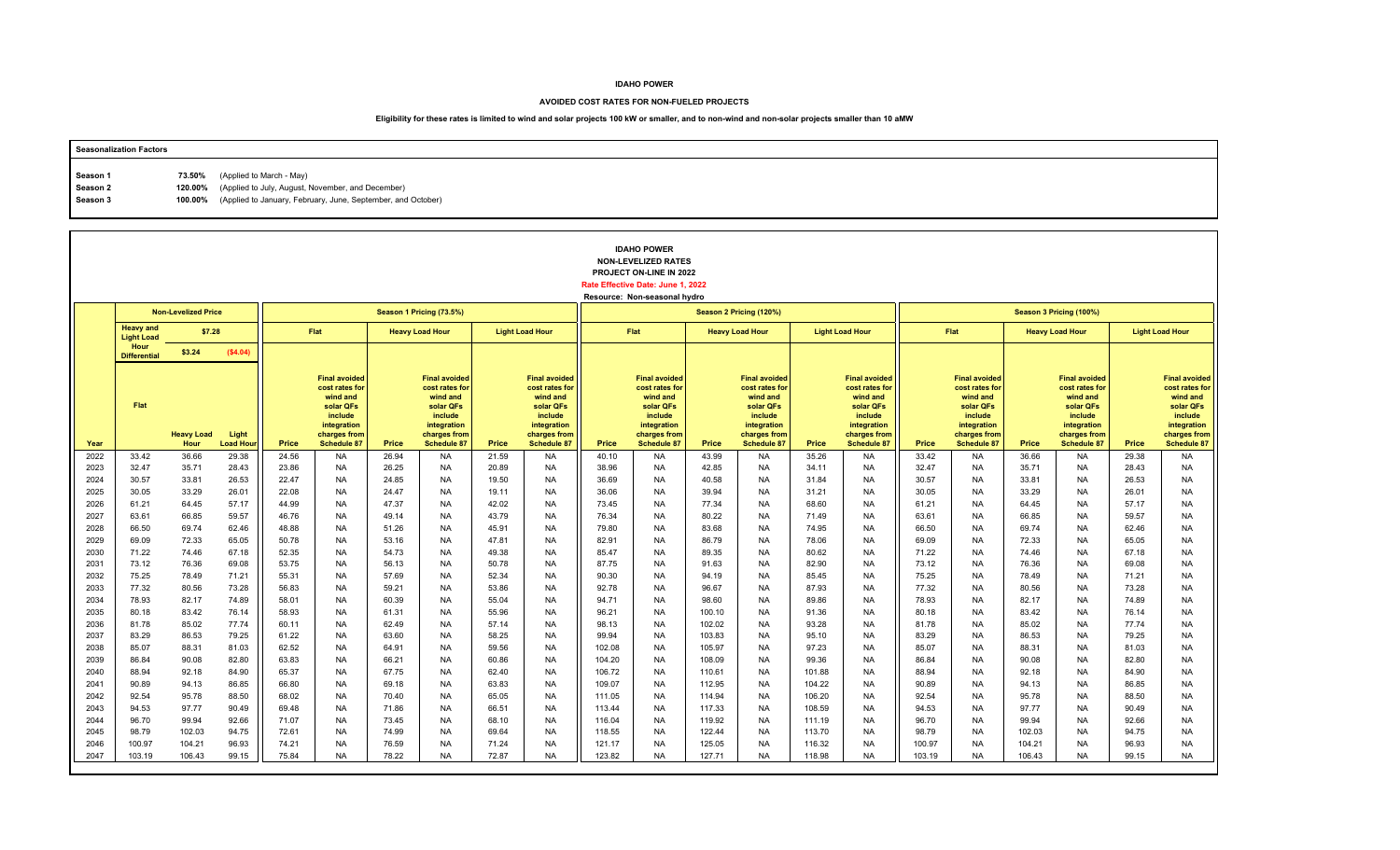**IDAHO POWER**

**AVOIDED COST RATES FOR NON-FUELED PROJECTS**

**Eligibility for these rates is limited to wind and solar projects 100 kW or smaller, and to non-wind and non-solar projects smaller than 10 aMW**

**Seasonalization Factors**

| | | |
|---|---|---|
| Season 1 | 73.50% | (Applied to March - May) |
| Season 2 | 120.00% | (Applied to July, August, November, and December) |
| Season 3 | 100.00% | (Applied to January, February, June, September, and October) |

**IDAHO POWER**
**NON-LEVELIZED RATES**
**PROJECT ON-LINE IN 2022**
**Rate Effective Date: June 1, 2022**
**Resource: Non-seasonal hydro**

| | Non-Levelized Price | | | Season 1 Pricing (73.5%) | | | | | | Season 2 Pricing (120%) | | | | | | Season 3 Pricing (100%) | | | | | |
|---|---|---|---|---|---|---|---|---|---|---|---|---|---|---|---|---|---|---|---|---|---|
| | Heavy and Light Load | $7.28 | | Flat | | Heavy Load Hour | | Light Load Hour | | Flat | | Heavy Load Hour | | Light Load Hour | | Flat | | Heavy Load Hour | | Light Load Hour | |
| | Hour Differential | $3.24 | ($4.04) | | | | | | | | | | | | | | | | | | |
| Year | Flat | Heavy Load Hour | Light Load Hour | Price | Final avoided cost rates for wind and solar QFs include integration charges from Schedule 87 | Price | Final avoided cost rates for wind and solar QFs include integration charges from Schedule 87 | Price | Final avoided cost rates for wind and solar QFs include integration charges from Schedule 87 | Price | Final avoided cost rates for wind and solar QFs include integration charges from Schedule 87 | Price | Final avoided cost rates for wind and solar QFs include integration charges from Schedule 87 | Price | Final avoided cost rates for wind and solar QFs include integration charges from Schedule 87 | Price | Final avoided cost rates for wind and solar QFs include integration charges from Schedule 87 | Price | Final avoided cost rates for wind and solar QFs include integration charges from Schedule 87 | Price | Final avoided cost rates for wind and solar QFs include integration charges from Schedule 87 |
| 2022 | 33.42 | 36.66 | 29.38 | 24.56 | NA | 26.94 | NA | 21.59 | NA | 40.10 | NA | 43.99 | NA | 35.26 | NA | 33.42 | NA | 36.66 | NA | 29.38 | NA |
| 2023 | 32.47 | 35.71 | 28.43 | 23.86 | NA | 26.25 | NA | 20.89 | NA | 38.96 | NA | 42.85 | NA | 34.11 | NA | 32.47 | NA | 35.71 | NA | 28.43 | NA |
| 2024 | 30.57 | 33.81 | 26.53 | 22.47 | NA | 24.85 | NA | 19.50 | NA | 36.69 | NA | 40.58 | NA | 31.84 | NA | 30.57 | NA | 33.81 | NA | 26.53 | NA |
| 2025 | 30.05 | 33.29 | 26.01 | 22.08 | NA | 24.47 | NA | 19.11 | NA | 36.06 | NA | 39.94 | NA | 31.21 | NA | 30.05 | NA | 33.29 | NA | 26.01 | NA |
| 2026 | 61.21 | 64.45 | 57.17 | 44.99 | NA | 47.37 | NA | 42.02 | NA | 73.45 | NA | 77.34 | NA | 68.60 | NA | 61.21 | NA | 64.45 | NA | 57.17 | NA |
| 2027 | 63.61 | 66.85 | 59.57 | 46.76 | NA | 49.14 | NA | 43.79 | NA | 76.34 | NA | 80.22 | NA | 71.49 | NA | 63.61 | NA | 66.85 | NA | 59.57 | NA |
| 2028 | 66.50 | 69.74 | 62.46 | 48.88 | NA | 51.26 | NA | 45.91 | NA | 79.80 | NA | 83.68 | NA | 74.95 | NA | 66.50 | NA | 69.74 | NA | 62.46 | NA |
| 2029 | 69.09 | 72.33 | 65.05 | 50.78 | NA | 53.16 | NA | 47.81 | NA | 82.91 | NA | 86.79 | NA | 78.06 | NA | 69.09 | NA | 72.33 | NA | 65.05 | NA |
| 2030 | 71.22 | 74.46 | 67.18 | 52.35 | NA | 54.73 | NA | 49.38 | NA | 85.47 | NA | 89.35 | NA | 80.62 | NA | 71.22 | NA | 74.46 | NA | 67.18 | NA |
| 2031 | 73.12 | 76.36 | 69.08 | 53.75 | NA | 56.13 | NA | 50.78 | NA | 87.75 | NA | 91.63 | NA | 82.90 | NA | 73.12 | NA | 76.36 | NA | 69.08 | NA |
| 2032 | 75.25 | 78.49 | 71.21 | 55.31 | NA | 57.69 | NA | 52.34 | NA | 90.30 | NA | 94.19 | NA | 85.45 | NA | 75.25 | NA | 78.49 | NA | 71.21 | NA |
| 2033 | 77.32 | 80.56 | 73.28 | 56.83 | NA | 59.21 | NA | 53.86 | NA | 92.78 | NA | 96.67 | NA | 87.93 | NA | 77.32 | NA | 80.56 | NA | 73.28 | NA |
| 2034 | 78.93 | 82.17 | 74.89 | 58.01 | NA | 60.39 | NA | 55.04 | NA | 94.71 | NA | 98.60 | NA | 89.86 | NA | 78.93 | NA | 82.17 | NA | 74.89 | NA |
| 2035 | 80.18 | 83.42 | 76.14 | 58.93 | NA | 61.31 | NA | 55.96 | NA | 96.21 | NA | 100.10 | NA | 91.36 | NA | 80.18 | NA | 83.42 | NA | 76.14 | NA |
| 2036 | 81.78 | 85.02 | 77.74 | 60.11 | NA | 62.49 | NA | 57.14 | NA | 98.13 | NA | 102.02 | NA | 93.28 | NA | 81.78 | NA | 85.02 | NA | 77.74 | NA |
| 2037 | 83.29 | 86.53 | 79.25 | 61.22 | NA | 63.60 | NA | 58.25 | NA | 99.94 | NA | 103.83 | NA | 95.10 | NA | 83.29 | NA | 86.53 | NA | 79.25 | NA |
| 2038 | 85.07 | 88.31 | 81.03 | 62.52 | NA | 64.91 | NA | 59.56 | NA | 102.08 | NA | 105.97 | NA | 97.23 | NA | 85.07 | NA | 88.31 | NA | 81.03 | NA |
| 2039 | 86.84 | 90.08 | 82.80 | 63.83 | NA | 66.21 | NA | 60.86 | NA | 104.20 | NA | 108.09 | NA | 99.36 | NA | 86.84 | NA | 90.08 | NA | 82.80 | NA |
| 2040 | 88.94 | 92.18 | 84.90 | 65.37 | NA | 67.75 | NA | 62.40 | NA | 106.72 | NA | 110.61 | NA | 101.88 | NA | 88.94 | NA | 92.18 | NA | 84.90 | NA |
| 2041 | 90.89 | 94.13 | 86.85 | 66.80 | NA | 69.18 | NA | 63.83 | NA | 109.07 | NA | 112.95 | NA | 104.22 | NA | 90.89 | NA | 94.13 | NA | 86.85 | NA |
| 2042 | 92.54 | 95.78 | 88.50 | 68.02 | NA | 70.40 | NA | 65.05 | NA | 111.05 | NA | 114.94 | NA | 106.20 | NA | 92.54 | NA | 95.78 | NA | 88.50 | NA |
| 2043 | 94.53 | 97.77 | 90.49 | 69.48 | NA | 71.86 | NA | 66.51 | NA | 113.44 | NA | 117.33 | NA | 108.59 | NA | 94.53 | NA | 97.77 | NA | 90.49 | NA |
| 2044 | 96.70 | 99.94 | 92.66 | 71.07 | NA | 73.45 | NA | 68.10 | NA | 116.04 | NA | 119.92 | NA | 111.19 | NA | 96.70 | NA | 99.94 | NA | 92.66 | NA |
| 2045 | 98.79 | 102.03 | 94.75 | 72.61 | NA | 74.99 | NA | 69.64 | NA | 118.55 | NA | 122.44 | NA | 113.70 | NA | 98.79 | NA | 102.03 | NA | 94.75 | NA |
| 2046 | 100.97 | 104.21 | 96.93 | 74.21 | NA | 76.59 | NA | 71.24 | NA | 121.17 | NA | 125.05 | NA | 116.32 | NA | 100.97 | NA | 104.21 | NA | 96.93 | NA |
| 2047 | 103.19 | 106.43 | 99.15 | 75.84 | NA | 78.22 | NA | 72.87 | NA | 123.82 | NA | 127.71 | NA | 118.98 | NA | 103.19 | NA | 106.43 | NA | 99.15 | NA |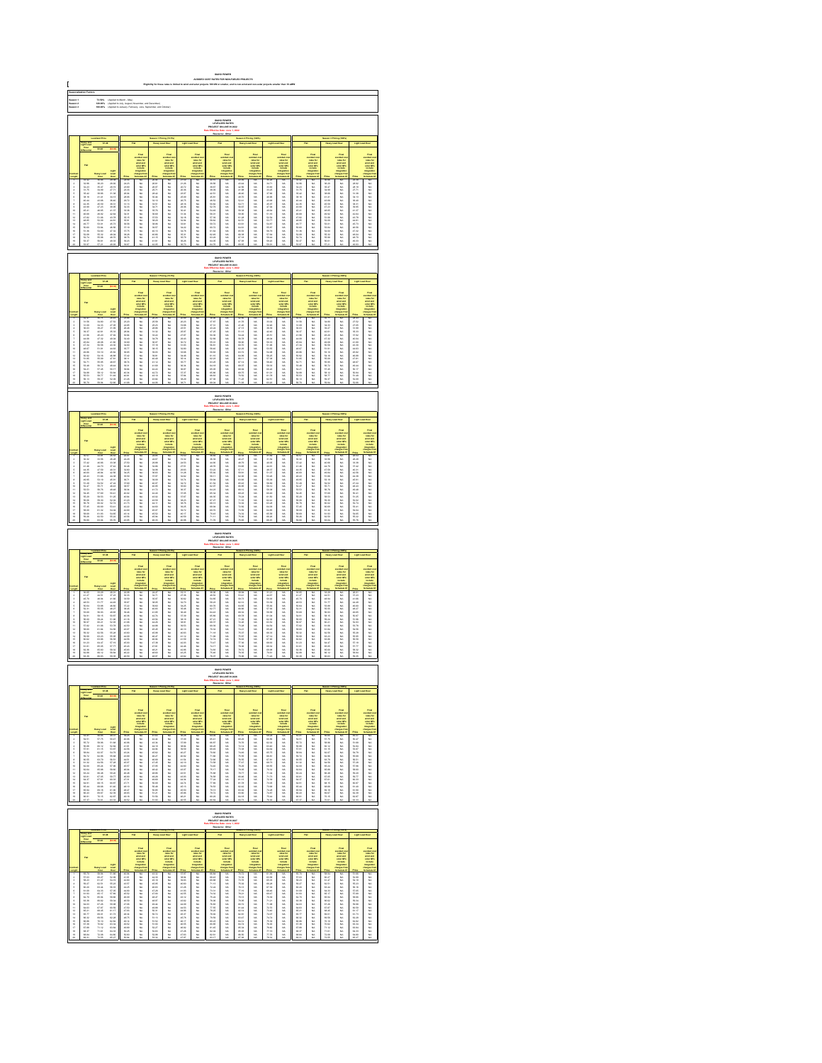# IDAHO POWER

## AVOIDED COST RATES FOR NON-FUELED PROJECTS

**Eligibility for these rates is limited to wind and solar projects 100 kW or smaller, and to non-wind and non-solar projects smaller than 10 aMW**

**Seasonalization Factors:**

| Season | Factor | Applied |
|---|---|---|
| Season 1 | 73.50% | (Applied in March - May) |
| Season 2 | 120.00% | (Applied in July, August, November and December) |
| Season 3 | 100.00% | (Applied in January, February, June, September and October) |

### IDAHO POWER — LEVELIZED RATES

PROJECT ON-LINE IN 2022

Resource: Other

### IDAHO POWER — LEVELIZED RATES

PROJECT ON-LINE IN 2023

Resource: Other

### IDAHO POWER — LEVELIZED RATES

PROJECT ON-LINE IN 2024

Resource: Other

### IDAHO POWER — LEVELIZED RATES

PROJECT ON-LINE IN 2025

Resource: Other

### IDAHO POWER — LEVELIZED RATES

PROJECT ON-LINE IN 2026

Resource: Other

### IDAHO POWER — LEVELIZED RATES

PROJECT ON-LINE IN 2027

Resource: Other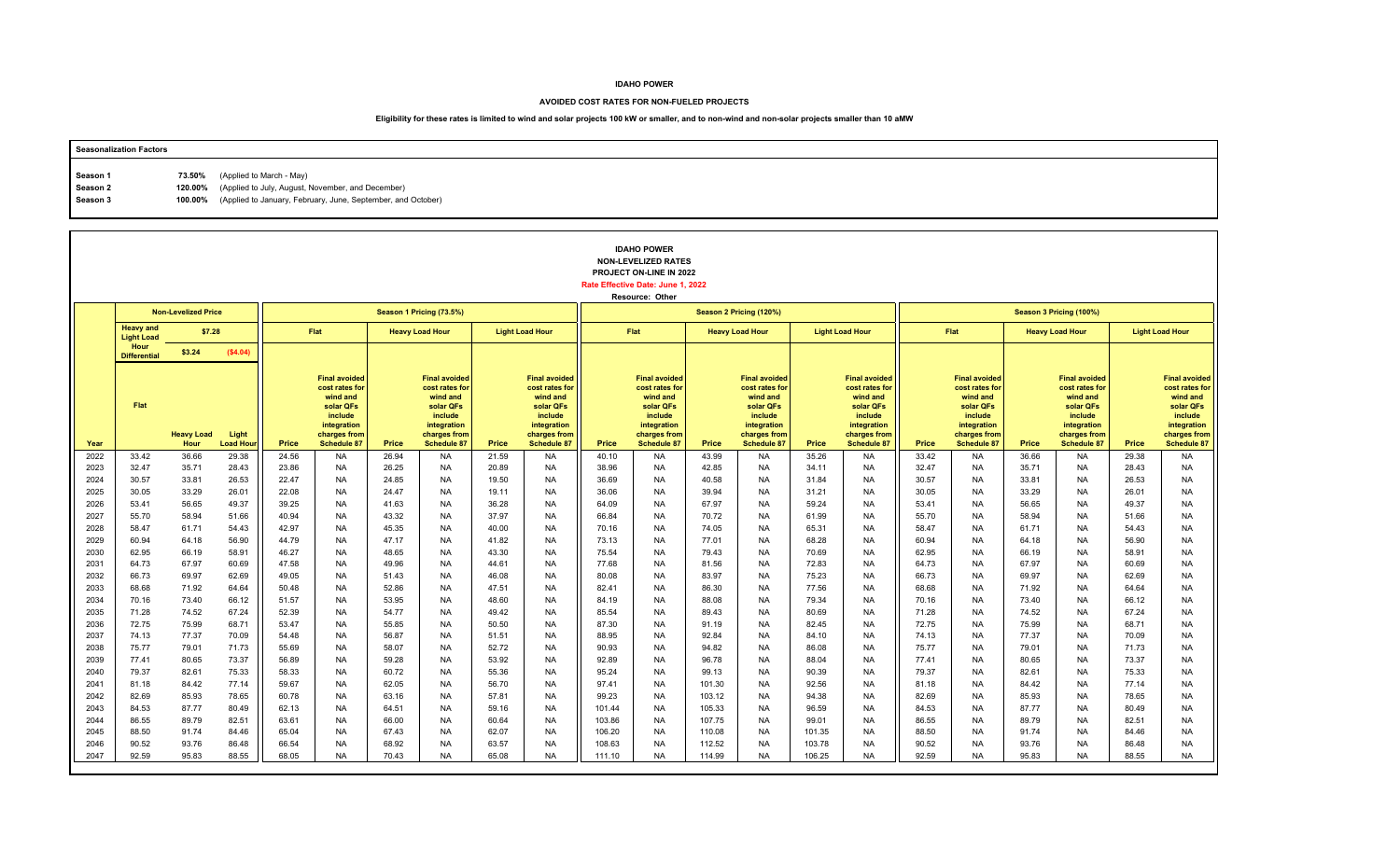**IDAHO POWER**

**AVOIDED COST RATES FOR NON-FUELED PROJECTS**

**Eligibility for these rates is limited to wind and solar projects 100 kW or smaller, and to non-wind and non-solar projects smaller than 10 aMW**

**Seasonalization Factors**

| | | |
|---|---|---|
| Season 1 | 73.50% | (Applied to March - May) |
| Season 2 | 120.00% | (Applied to July, August, November, and December) |
| Season 3 | 100.00% | (Applied to January, February, June, September, and October) |

**IDAHO POWER**
**NON-LEVELIZED RATES**
**PROJECT ON-LINE IN 2022**
**Rate Effective Date: June 1, 2022**
**Resource: Other**

| | Non-Levelized Price | | | Season 1 Pricing (73.5%) | | | | | | Season 2 Pricing (120%) | | | | | | Season 3 Pricing (100%) | | | | | |
|---|---|---|---|---|---|---|---|---|---|---|---|---|---|---|---|---|---|---|---|---|---|
| | Heavy and Light Load Hour Differential | $7.28 | | Flat | | Heavy Load Hour | | Light Load Hour | | Flat | | Heavy Load Hour | | Light Load Hour | | Flat | | Heavy Load Hour | | Light Load Hour | |
| | | $3.24 | ($4.04) | | | | | | | | | | | | | | | | | | |
| Year | Flat | Heavy Load Hour | Light Load Hour | Price | Final avoided cost rates for wind and solar QFs include integration charges from Schedule 87 | Price | Final avoided cost rates for wind and solar QFs include integration charges from Schedule 87 | Price | Final avoided cost rates for wind and solar QFs include integration charges from Schedule 87 | Price | Final avoided cost rates for wind and solar QFs include integration charges from Schedule 87 | Price | Final avoided cost rates for wind and solar QFs include integration charges from Schedule 87 | Price | Final avoided cost rates for wind and solar QFs include integration charges from Schedule 87 | Price | Final avoided cost rates for wind and solar QFs include integration charges from Schedule 87 | Price | Final avoided cost rates for wind and solar QFs include integration charges from Schedule 87 | Price | Final avoided cost rates for wind and solar QFs include integration charges from Schedule 87 |
| 2022 | 33.42 | 36.66 | 29.38 | 24.56 | NA | 26.94 | NA | 21.59 | NA | 40.10 | NA | 43.99 | NA | 35.26 | NA | 33.42 | NA | 36.66 | NA | 29.38 | NA |
| 2023 | 32.47 | 35.71 | 28.43 | 23.86 | NA | 26.25 | NA | 20.89 | NA | 38.96 | NA | 42.85 | NA | 34.11 | NA | 32.47 | NA | 35.71 | NA | 28.43 | NA |
| 2024 | 30.57 | 33.81 | 26.53 | 22.47 | NA | 24.85 | NA | 19.50 | NA | 36.69 | NA | 40.58 | NA | 31.84 | NA | 30.57 | NA | 33.81 | NA | 26.53 | NA |
| 2025 | 30.05 | 33.29 | 26.01 | 22.08 | NA | 24.47 | NA | 19.11 | NA | 36.06 | NA | 39.94 | NA | 31.21 | NA | 30.05 | NA | 33.29 | NA | 26.01 | NA |
| 2026 | 53.41 | 56.65 | 49.37 | 39.25 | NA | 41.63 | NA | 36.28 | NA | 64.09 | NA | 67.97 | NA | 59.24 | NA | 53.41 | NA | 56.65 | NA | 49.37 | NA |
| 2027 | 55.70 | 58.94 | 51.66 | 40.94 | NA | 43.32 | NA | 37.97 | NA | 66.84 | NA | 70.72 | NA | 61.99 | NA | 55.70 | NA | 58.94 | NA | 51.66 | NA |
| 2028 | 58.47 | 61.71 | 54.43 | 42.97 | NA | 45.35 | NA | 40.00 | NA | 70.16 | NA | 74.05 | NA | 65.31 | NA | 58.47 | NA | 61.71 | NA | 54.43 | NA |
| 2029 | 60.94 | 64.18 | 56.90 | 44.79 | NA | 47.17 | NA | 41.82 | NA | 73.13 | NA | 77.01 | NA | 68.28 | NA | 60.94 | NA | 64.18 | NA | 56.90 | NA |
| 2030 | 62.95 | 66.19 | 58.91 | 46.27 | NA | 48.65 | NA | 43.30 | NA | 75.54 | NA | 79.43 | NA | 70.69 | NA | 62.95 | NA | 66.19 | NA | 58.91 | NA |
| 2031 | 64.73 | 67.97 | 60.69 | 47.58 | NA | 49.96 | NA | 44.61 | NA | 77.68 | NA | 81.56 | NA | 72.83 | NA | 64.73 | NA | 67.97 | NA | 60.69 | NA |
| 2032 | 66.73 | 69.97 | 62.69 | 49.05 | NA | 51.43 | NA | 46.08 | NA | 80.08 | NA | 83.97 | NA | 75.23 | NA | 66.73 | NA | 69.97 | NA | 62.69 | NA |
| 2033 | 68.68 | 71.92 | 64.64 | 50.48 | NA | 52.86 | NA | 47.51 | NA | 82.41 | NA | 86.30 | NA | 77.56 | NA | 68.68 | NA | 71.92 | NA | 64.64 | NA |
| 2034 | 70.16 | 73.40 | 66.12 | 51.57 | NA | 53.95 | NA | 48.60 | NA | 84.19 | NA | 88.08 | NA | 79.34 | NA | 70.16 | NA | 73.40 | NA | 66.12 | NA |
| 2035 | 71.28 | 74.52 | 67.24 | 52.39 | NA | 54.77 | NA | 49.42 | NA | 85.54 | NA | 89.43 | NA | 80.69 | NA | 71.28 | NA | 74.52 | NA | 67.24 | NA |
| 2036 | 72.75 | 75.99 | 68.71 | 53.47 | NA | 55.85 | NA | 50.50 | NA | 87.30 | NA | 91.19 | NA | 82.45 | NA | 72.75 | NA | 75.99 | NA | 68.71 | NA |
| 2037 | 74.13 | 77.37 | 70.09 | 54.48 | NA | 56.87 | NA | 51.51 | NA | 88.95 | NA | 92.84 | NA | 84.10 | NA | 74.13 | NA | 77.37 | NA | 70.09 | NA |
| 2038 | 75.77 | 79.01 | 71.73 | 55.69 | NA | 58.07 | NA | 52.72 | NA | 90.93 | NA | 94.82 | NA | 86.08 | NA | 75.77 | NA | 79.01 | NA | 71.73 | NA |
| 2039 | 77.41 | 80.65 | 73.37 | 56.89 | NA | 59.28 | NA | 53.92 | NA | 92.89 | NA | 96.78 | NA | 88.04 | NA | 77.41 | NA | 80.65 | NA | 73.37 | NA |
| 2040 | 79.37 | 82.61 | 75.33 | 58.33 | NA | 60.72 | NA | 55.36 | NA | 95.24 | NA | 99.13 | NA | 90.39 | NA | 79.37 | NA | 82.61 | NA | 75.33 | NA |
| 2041 | 81.18 | 84.42 | 77.14 | 59.67 | NA | 62.05 | NA | 56.70 | NA | 97.41 | NA | 101.30 | NA | 92.56 | NA | 81.18 | NA | 84.42 | NA | 77.14 | NA |
| 2042 | 82.69 | 85.93 | 78.65 | 60.78 | NA | 63.16 | NA | 57.81 | NA | 99.23 | NA | 103.12 | NA | 94.38 | NA | 82.69 | NA | 85.93 | NA | 78.65 | NA |
| 2043 | 84.53 | 87.77 | 80.49 | 62.13 | NA | 64.51 | NA | 59.16 | NA | 101.44 | NA | 105.33 | NA | 96.59 | NA | 84.53 | NA | 87.77 | NA | 80.49 | NA |
| 2044 | 86.55 | 89.79 | 82.51 | 63.61 | NA | 66.00 | NA | 60.64 | NA | 103.86 | NA | 107.75 | NA | 99.01 | NA | 86.55 | NA | 89.79 | NA | 82.51 | NA |
| 2045 | 88.50 | 91.74 | 84.46 | 65.04 | NA | 67.43 | NA | 62.07 | NA | 106.20 | NA | 110.08 | NA | 101.35 | NA | 88.50 | NA | 91.74 | NA | 84.46 | NA |
| 2046 | 90.52 | 93.76 | 86.48 | 66.54 | NA | 68.92 | NA | 63.57 | NA | 108.63 | NA | 112.52 | NA | 103.78 | NA | 90.52 | NA | 93.76 | NA | 86.48 | NA |
| 2047 | 92.59 | 95.83 | 88.55 | 68.05 | NA | 70.43 | NA | 65.08 | NA | 111.10 | NA | 114.99 | NA | 106.25 | NA | 92.59 | NA | 95.83 | NA | 88.55 | NA |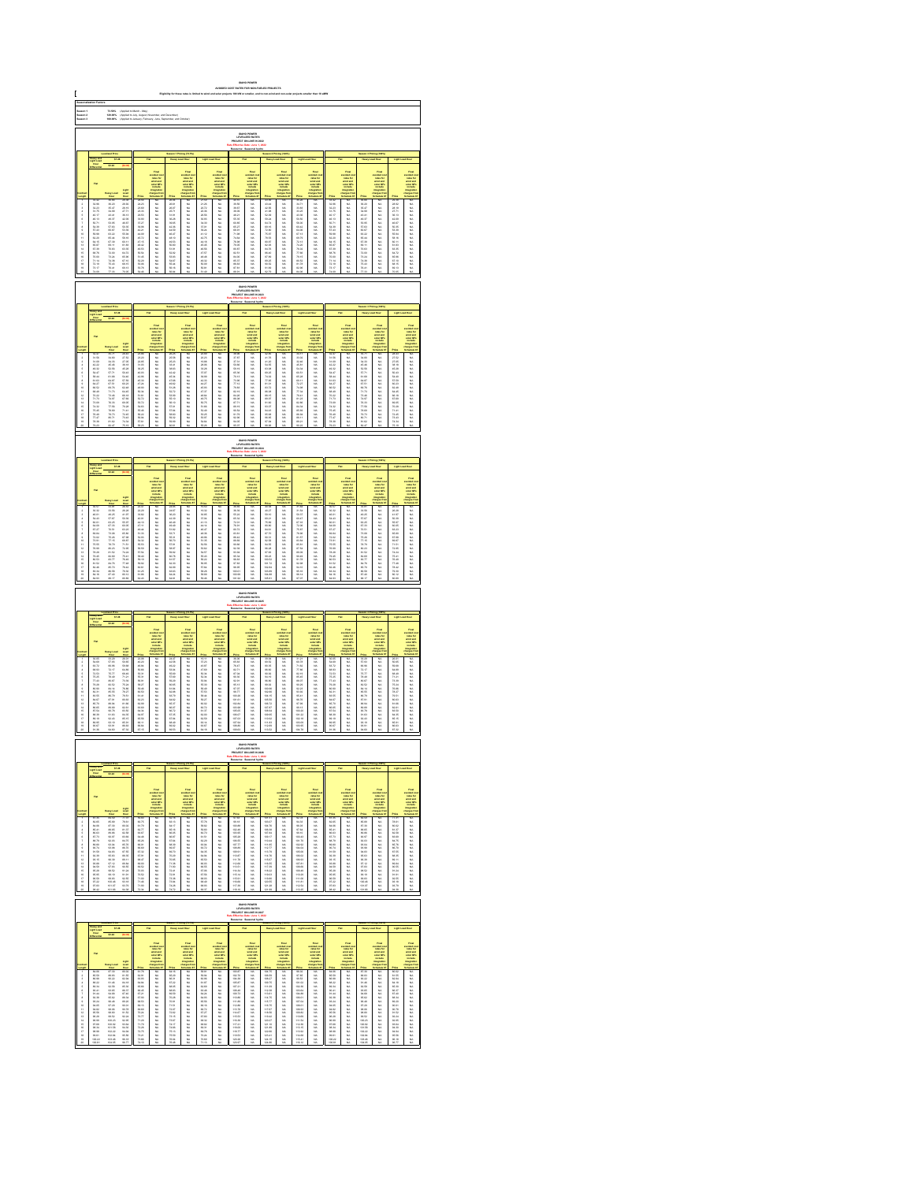# IDAHO POWER

## AVOIDED COST RATES FOR NON-FUELED PROJECTS

**Eligibility for these rates is limited to wind and solar projects 100 kW or smaller, and to non-wind and non-solar projects smaller than 10 aMW**

**Seasonalization Factors:**

| Season | Factor | Applied to |
|---|---|---|
| Season 1 | 73.50% | (Applied to March - May) |
| Season 2 | 120.00% | (Applied to July, August, November, and December) |
| Season 3 | 100.00% | (Applied to January, February, June, September and October) |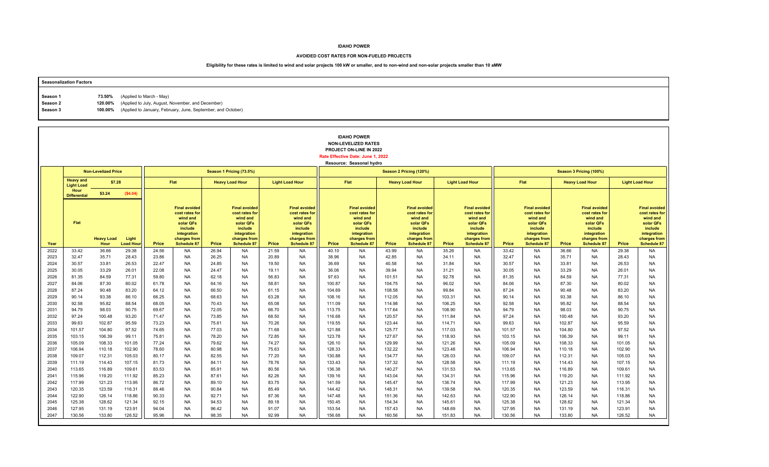# IDAHO POWER

## AVOIDED COST RATES FOR NON-FUELED PROJECTS

**Eligibility for these rates is limited to wind and solar projects 100 kW or smaller, and to non-wind and non-solar projects smaller than 10 aMW**

| Seasonalization Factors | | |
|---|---|---|
| Season 1 | 73.50% | (Applied to March - May) |
| Season 2 | 120.00% | (Applied to July, August, November, and December) |
| Season 3 | 100.00% | (Applied to January, February, June, September, and October) |

**IDAHO POWER**
**NON-LEVELIZED RATES**
**PROJECT ON-LINE IN 2022**
**Rate Effective Date: June 1, 2022**
**Resource: Seasonal hydro**

| | Non-Levelized Price | | | Season 1 Pricing (73.5%) | | | | | | Season 2 Pricing (120%) | | | | | | Season 3 Pricing (100%) | | | | | |
|---|---|---|---|---|---|---|---|---|---|---|---|---|---|---|---|---|---|---|---|---|---|
| | Heavy and Light Load Hour Differential | $7.28 | | Flat | | Heavy Load Hour | | Light Load Hour | | Flat | | Heavy Load Hour | | Light Load Hour | | Flat | | Heavy Load Hour | | Light Load Hour | |
| | | $3.24 | ($4.04) | | | | | | | | | | | | | | | | | | |
| Year | Flat | Heavy Load Hour | Light Load Hour | Price | Final avoided cost rates for wind and solar QFs include integration charges from Schedule 87 | Price | Final avoided cost rates for wind and solar QFs include integration charges from Schedule 87 | Price | Final avoided cost rates for wind and solar QFs include integration charges from Schedule 87 | Price | Final avoided cost rates for wind and solar QFs include integration charges from Schedule 87 | Price | Final avoided cost rates for wind and solar QFs include integration charges from Schedule 87 | Price | Final avoided cost rates for wind and solar QFs include integration charges from Schedule 87 | Price | Final avoided cost rates for wind and solar QFs include integration charges from Schedule 87 | Price | Final avoided cost rates for wind and solar QFs include integration charges from Schedule 87 | Price | Final avoided cost rates for wind and solar QFs include integration charges from Schedule 87 |
| 2022 | 33.42 | 36.66 | 29.38 | 24.56 | NA | 26.94 | NA | 21.59 | NA | 40.10 | NA | 43.99 | NA | 35.26 | NA | 33.42 | NA | 36.66 | NA | 29.38 | NA |
| 2023 | 32.47 | 35.71 | 28.43 | 23.86 | NA | 26.25 | NA | 20.89 | NA | 38.96 | NA | 42.85 | NA | 34.11 | NA | 32.47 | NA | 35.71 | NA | 28.43 | NA |
| 2024 | 30.57 | 33.81 | 26.53 | 22.47 | NA | 24.85 | NA | 19.50 | NA | 36.69 | NA | 40.58 | NA | 31.84 | NA | 30.57 | NA | 33.81 | NA | 26.53 | NA |
| 2025 | 30.05 | 33.29 | 26.01 | 22.08 | NA | 24.47 | NA | 19.11 | NA | 36.06 | NA | 39.94 | NA | 31.21 | NA | 30.05 | NA | 33.29 | NA | 26.01 | NA |
| 2026 | 81.35 | 84.59 | 77.31 | 59.80 | NA | 62.18 | NA | 56.83 | NA | 97.63 | NA | 101.51 | NA | 92.78 | NA | 81.35 | NA | 84.59 | NA | 77.31 | NA |
| 2027 | 84.06 | 87.30 | 80.02 | 61.78 | NA | 64.16 | NA | 58.81 | NA | 100.87 | NA | 104.75 | NA | 96.02 | NA | 84.06 | NA | 87.30 | NA | 80.02 | NA |
| 2028 | 87.24 | 90.48 | 83.20 | 64.12 | NA | 66.50 | NA | 61.15 | NA | 104.69 | NA | 108.58 | NA | 99.84 | NA | 87.24 | NA | 90.48 | NA | 83.20 | NA |
| 2029 | 90.14 | 93.38 | 86.10 | 66.25 | NA | 68.63 | NA | 63.28 | NA | 108.16 | NA | 112.05 | NA | 103.31 | NA | 90.14 | NA | 93.38 | NA | 86.10 | NA |
| 2030 | 92.58 | 95.82 | 88.54 | 68.05 | NA | 70.43 | NA | 65.08 | NA | 111.09 | NA | 114.98 | NA | 106.25 | NA | 92.58 | NA | 95.82 | NA | 88.54 | NA |
| 2031 | 94.79 | 98.03 | 90.75 | 69.67 | NA | 72.05 | NA | 66.70 | NA | 113.75 | NA | 117.64 | NA | 108.90 | NA | 94.79 | NA | 98.03 | NA | 90.75 | NA |
| 2032 | 97.24 | 100.48 | 93.20 | 71.47 | NA | 73.85 | NA | 68.50 | NA | 116.68 | NA | 120.57 | NA | 111.84 | NA | 97.24 | NA | 100.48 | NA | 93.20 | NA |
| 2033 | 99.63 | 102.87 | 95.59 | 73.23 | NA | 75.61 | NA | 70.26 | NA | 119.55 | NA | 123.44 | NA | 114.71 | NA | 99.63 | NA | 102.87 | NA | 95.59 | NA |
| 2034 | 101.57 | 104.80 | 97.52 | 74.65 | NA | 77.03 | NA | 71.68 | NA | 121.88 | NA | 125.77 | NA | 117.03 | NA | 101.57 | NA | 104.80 | NA | 97.52 | NA |
| 2035 | 103.15 | 106.39 | 99.11 | 75.81 | NA | 78.20 | NA | 72.85 | NA | 123.78 | NA | 127.67 | NA | 118.93 | NA | 103.15 | NA | 106.39 | NA | 99.11 | NA |
| 2036 | 105.09 | 108.33 | 101.05 | 77.24 | NA | 79.62 | NA | 74.27 | NA | 126.10 | NA | 129.99 | NA | 121.26 | NA | 105.09 | NA | 108.33 | NA | 101.05 | NA |
| 2037 | 106.94 | 110.18 | 102.90 | 78.60 | NA | 80.98 | NA | 75.63 | NA | 128.33 | NA | 132.22 | NA | 123.48 | NA | 106.94 | NA | 110.18 | NA | 102.90 | NA |
| 2038 | 109.07 | 112.31 | 105.03 | 80.17 | NA | 82.55 | NA | 77.20 | NA | 130.88 | NA | 134.77 | NA | 126.03 | NA | 109.07 | NA | 112.31 | NA | 105.03 | NA |
| 2039 | 111.19 | 114.43 | 107.15 | 81.73 | NA | 84.11 | NA | 78.76 | NA | 133.43 | NA | 137.32 | NA | 128.58 | NA | 111.19 | NA | 114.43 | NA | 107.15 | NA |
| 2040 | 113.65 | 116.89 | 109.61 | 83.53 | NA | 85.91 | NA | 80.56 | NA | 136.38 | NA | 140.27 | NA | 131.53 | NA | 113.65 | NA | 116.89 | NA | 109.61 | NA |
| 2041 | 115.96 | 119.20 | 111.92 | 85.23 | NA | 87.61 | NA | 82.26 | NA | 139.16 | NA | 143.04 | NA | 134.31 | NA | 115.96 | NA | 119.20 | NA | 111.92 | NA |
| 2042 | 117.99 | 121.23 | 113.95 | 86.72 | NA | 89.10 | NA | 83.75 | NA | 141.59 | NA | 145.47 | NA | 136.74 | NA | 117.99 | NA | 121.23 | NA | 113.95 | NA |
| 2043 | 120.35 | 123.59 | 116.31 | 88.46 | NA | 90.84 | NA | 85.49 | NA | 144.42 | NA | 148.31 | NA | 139.58 | NA | 120.35 | NA | 123.59 | NA | 116.31 | NA |
| 2044 | 122.90 | 126.14 | 118.86 | 90.33 | NA | 92.71 | NA | 87.36 | NA | 147.48 | NA | 151.36 | NA | 142.63 | NA | 122.90 | NA | 126.14 | NA | 118.86 | NA |
| 2045 | 125.38 | 128.62 | 121.34 | 92.15 | NA | 94.53 | NA | 89.18 | NA | 150.45 | NA | 154.34 | NA | 145.61 | NA | 125.38 | NA | 128.62 | NA | 121.34 | NA |
| 2046 | 127.95 | 131.19 | 123.91 | 94.04 | NA | 96.42 | NA | 91.07 | NA | 153.54 | NA | 157.43 | NA | 148.69 | NA | 127.95 | NA | 131.19 | NA | 123.91 | NA |
| 2047 | 130.56 | 133.80 | 126.52 | 95.96 | NA | 98.35 | NA | 92.99 | NA | 156.68 | NA | 160.56 | NA | 151.83 | NA | 130.56 | NA | 133.80 | NA | 126.52 | NA |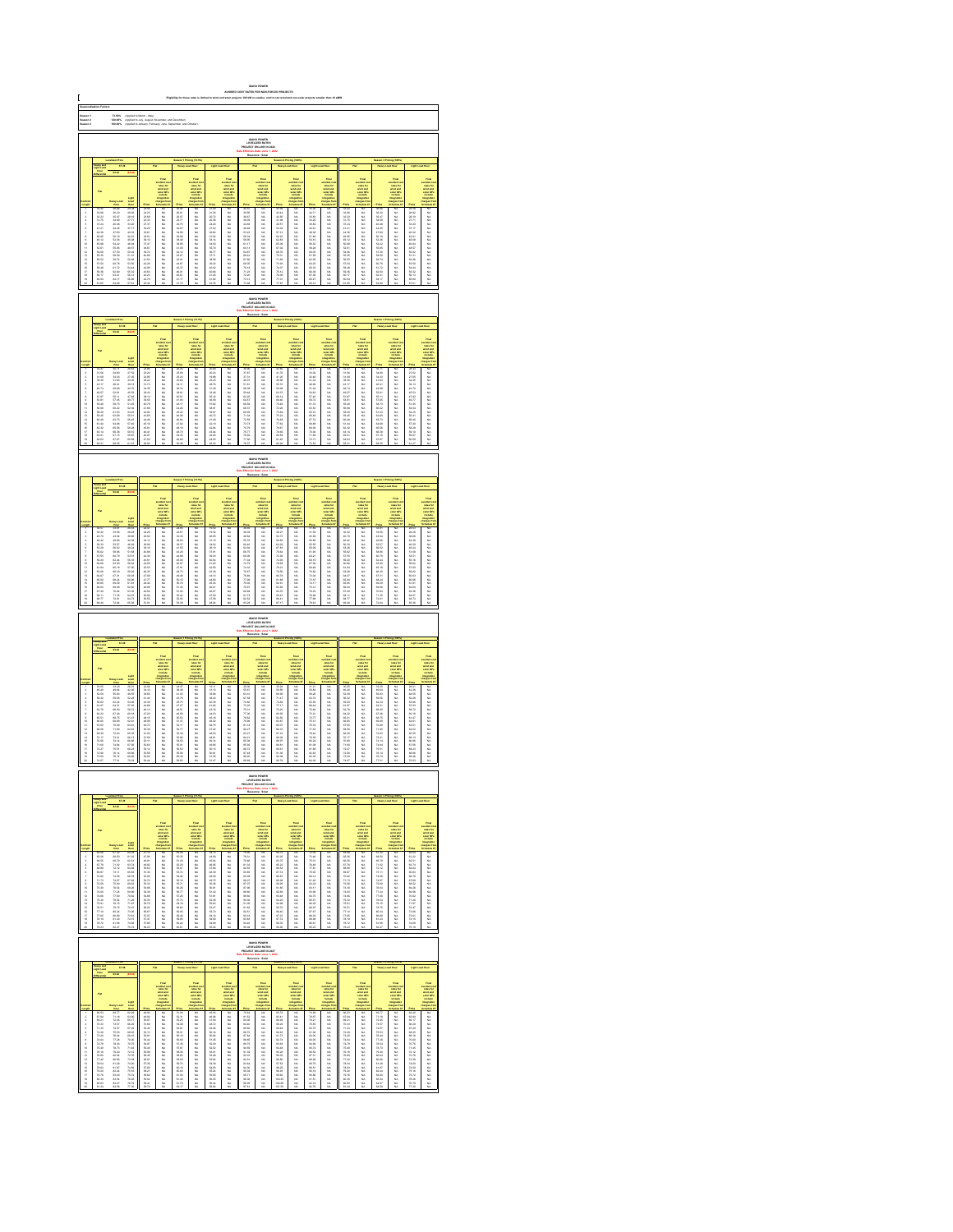# IDAHO POWER

## AVOIDED COST RATES FOR NON-FUELED PROJECTS

Eligibility for these rates is limited to wind and solar projects 100 kW or smaller, and to non-wind and non-solar projects smaller than 10 aMW

**Seasonalization Factors:**

| | | |
|---|---|---|
| Season 1 | 73.50% | (Applied in March - May) |
| Season 2 | 120.00% | (Applied in July, August, November and December) |
| Season 3 | 100.00% | (Applied in January, February, June, September and October) |

### IDAHO POWER
### LEVELIZED RATES
### PROJECT ONLINE IN 2022
Rate Effective Date: June 1, 2022
Resource: Solar

### IDAHO POWER
### LEVELIZED RATES
### PROJECT ONLINE IN 2023
Rate Effective Date: June 1, 2022
Resource: Solar

### IDAHO POWER
### LEVELIZED RATES
### PROJECT ONLINE IN 2024
Rate Effective Date: June 1, 2022
Resource: Solar

### IDAHO POWER
### LEVELIZED RATES
### PROJECT ONLINE IN 2025
Rate Effective Date: June 1, 2022
Resource: Solar

### IDAHO POWER
### LEVELIZED RATES
### PROJECT ONLINE IN 2026
Rate Effective Date: June 1, 2022
Resource: Solar

### IDAHO POWER
### LEVELIZED RATES
### PROJECT ONLINE IN 2027
Rate Effective Date: June 1, 2022
Resource: Solar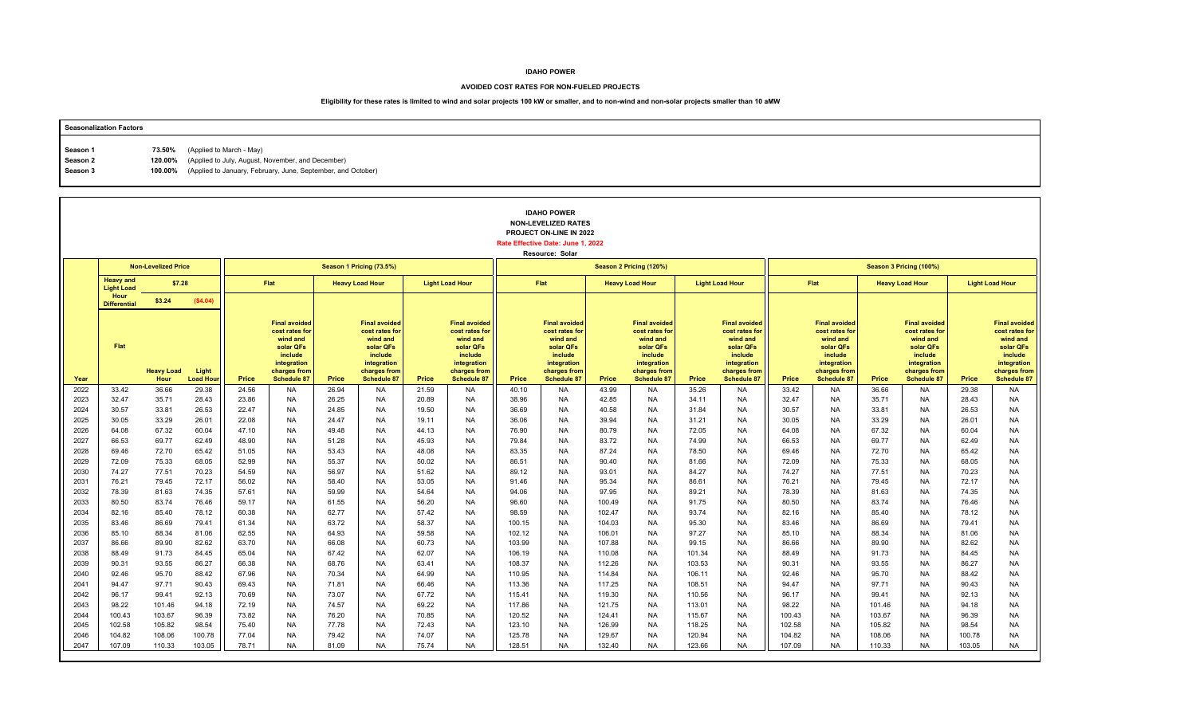# IDAHO POWER

## AVOIDED COST RATES FOR NON-FUELED PROJECTS

**Eligibility for these rates is limited to wind and solar projects 100 kW or smaller, and to non-wind and non-solar projects smaller than 10 aMW**

| Seasonalization Factors | | |
|---|---|---|
| Season 1 | 73.50% | (Applied to March - May) |
| Season 2 | 120.00% | (Applied to July, August, November, and December) |
| Season 3 | 100.00% | (Applied to January, February, June, September, and October) |

**IDAHO POWER**
**NON-LEVELIZED RATES**
**PROJECT ON-LINE IN 2022**
**Rate Effective Date: June 1, 2022**
**Resource: Solar**

| | Non-Levelized Price | | | Season 1 Pricing (73.5%) | | | | | | Season 2 Pricing (120%) | | | | | | Season 3 Pricing (100%) | | | | | |
|---|---|---|---|---|---|---|---|---|---|---|---|---|---|---|---|---|---|---|---|---|---|
| | Heavy and Light Load Hour Differential | $7.28 | | Flat | | Heavy Load Hour | | Light Load Hour | | Flat | | Heavy Load Hour | | Light Load Hour | | Flat | | Heavy Load Hour | | Light Load Hour | |
| | | $3.24 | ($4.04) | | | | | | | | | | | | | | | | | | |
| Year | Flat | Heavy Load Hour | Light Load Hour | Price | Final avoided cost rates for wind and solar QFs include integration charges from Schedule 87 | Price | Final avoided cost rates for wind and solar QFs include integration charges from Schedule 87 | Price | Final avoided cost rates for wind and solar QFs include integration charges from Schedule 87 | Price | Final avoided cost rates for wind and solar QFs include integration charges from Schedule 87 | Price | Final avoided cost rates for wind and solar QFs include integration charges from Schedule 87 | Price | Final avoided cost rates for wind and solar QFs include integration charges from Schedule 87 | Price | Final avoided cost rates for wind and solar QFs include integration charges from Schedule 87 | Price | Final avoided cost rates for wind and solar QFs include integration charges from Schedule 87 | Price | Final avoided cost rates for wind and solar QFs include integration charges from Schedule 87 |
| 2022 | 33.42 | 36.66 | 29.38 | 24.56 | NA | 26.94 | NA | 21.59 | NA | 40.10 | NA | 43.99 | NA | 35.26 | NA | 33.42 | NA | 36.66 | NA | 29.38 | NA |
| 2023 | 32.47 | 35.71 | 28.43 | 23.86 | NA | 26.25 | NA | 20.89 | NA | 38.96 | NA | 42.85 | NA | 34.11 | NA | 32.47 | NA | 35.71 | NA | 28.43 | NA |
| 2024 | 30.57 | 33.81 | 26.53 | 22.47 | NA | 24.85 | NA | 19.50 | NA | 36.69 | NA | 40.58 | NA | 31.84 | NA | 30.57 | NA | 33.81 | NA | 26.53 | NA |
| 2025 | 30.05 | 33.29 | 26.01 | 22.08 | NA | 24.47 | NA | 19.11 | NA | 36.06 | NA | 39.94 | NA | 31.21 | NA | 30.05 | NA | 33.29 | NA | 26.01 | NA |
| 2026 | 64.08 | 67.32 | 60.04 | 47.10 | NA | 49.48 | NA | 44.13 | NA | 76.90 | NA | 80.79 | NA | 72.05 | NA | 64.08 | NA | 67.32 | NA | 60.04 | NA |
| 2027 | 66.53 | 69.77 | 62.49 | 48.90 | NA | 51.28 | NA | 45.93 | NA | 79.84 | NA | 83.72 | NA | 74.99 | NA | 66.53 | NA | 69.77 | NA | 62.49 | NA |
| 2028 | 69.46 | 72.70 | 65.42 | 51.05 | NA | 53.43 | NA | 48.08 | NA | 83.35 | NA | 87.24 | NA | 78.50 | NA | 69.46 | NA | 72.70 | NA | 65.42 | NA |
| 2029 | 72.09 | 75.33 | 68.05 | 52.99 | NA | 55.37 | NA | 50.02 | NA | 86.51 | NA | 90.40 | NA | 81.66 | NA | 72.09 | NA | 75.33 | NA | 68.05 | NA |
| 2030 | 74.27 | 77.51 | 70.23 | 54.59 | NA | 56.97 | NA | 51.62 | NA | 89.12 | NA | 93.01 | NA | 84.27 | NA | 74.27 | NA | 77.51 | NA | 70.23 | NA |
| 2031 | 76.21 | 79.45 | 72.17 | 56.02 | NA | 58.40 | NA | 53.05 | NA | 91.46 | NA | 95.34 | NA | 86.61 | NA | 76.21 | NA | 79.45 | NA | 72.17 | NA |
| 2032 | 78.39 | 81.63 | 74.35 | 57.61 | NA | 59.99 | NA | 54.64 | NA | 94.06 | NA | 97.95 | NA | 89.21 | NA | 78.39 | NA | 81.63 | NA | 74.35 | NA |
| 2033 | 80.50 | 83.74 | 76.46 | 59.17 | NA | 61.55 | NA | 56.20 | NA | 96.60 | NA | 100.49 | NA | 91.75 | NA | 80.50 | NA | 83.74 | NA | 76.46 | NA |
| 2034 | 82.16 | 85.40 | 78.12 | 60.38 | NA | 62.77 | NA | 57.42 | NA | 98.59 | NA | 102.47 | NA | 93.74 | NA | 82.16 | NA | 85.40 | NA | 78.12 | NA |
| 2035 | 83.46 | 86.69 | 79.41 | 61.34 | NA | 63.72 | NA | 58.37 | NA | 100.15 | NA | 104.03 | NA | 95.30 | NA | 83.46 | NA | 86.69 | NA | 79.41 | NA |
| 2036 | 85.10 | 88.34 | 81.06 | 62.55 | NA | 64.93 | NA | 59.58 | NA | 102.12 | NA | 106.01 | NA | 97.27 | NA | 85.10 | NA | 88.34 | NA | 81.06 | NA |
| 2037 | 86.66 | 89.90 | 82.62 | 63.70 | NA | 66.08 | NA | 60.73 | NA | 103.99 | NA | 107.88 | NA | 99.15 | NA | 86.66 | NA | 89.90 | NA | 82.62 | NA |
| 2038 | 88.49 | 91.73 | 84.45 | 65.04 | NA | 67.42 | NA | 62.07 | NA | 106.19 | NA | 110.08 | NA | 101.34 | NA | 88.49 | NA | 91.73 | NA | 84.45 | NA |
| 2039 | 90.31 | 93.55 | 86.27 | 66.38 | NA | 68.76 | NA | 63.41 | NA | 108.37 | NA | 112.26 | NA | 103.53 | NA | 90.31 | NA | 93.55 | NA | 86.27 | NA |
| 2040 | 92.46 | 95.70 | 88.42 | 67.96 | NA | 70.34 | NA | 64.99 | NA | 110.95 | NA | 114.84 | NA | 106.11 | NA | 92.46 | NA | 95.70 | NA | 88.42 | NA |
| 2041 | 94.47 | 97.71 | 90.43 | 69.43 | NA | 71.81 | NA | 66.46 | NA | 113.36 | NA | 117.25 | NA | 108.51 | NA | 94.47 | NA | 97.71 | NA | 90.43 | NA |
| 2042 | 96.17 | 99.41 | 92.13 | 70.69 | NA | 73.07 | NA | 67.72 | NA | 115.41 | NA | 119.30 | NA | 110.56 | NA | 96.17 | NA | 99.41 | NA | 92.13 | NA |
| 2043 | 98.22 | 101.46 | 94.18 | 72.19 | NA | 74.57 | NA | 69.22 | NA | 117.86 | NA | 121.75 | NA | 113.01 | NA | 98.22 | NA | 101.46 | NA | 94.18 | NA |
| 2044 | 100.43 | 103.67 | 96.39 | 73.82 | NA | 76.20 | NA | 70.85 | NA | 120.52 | NA | 124.41 | NA | 115.67 | NA | 100.43 | NA | 103.67 | NA | 96.39 | NA |
| 2045 | 102.58 | 105.82 | 98.54 | 75.40 | NA | 77.78 | NA | 72.43 | NA | 123.10 | NA | 126.99 | NA | 118.25 | NA | 102.58 | NA | 105.82 | NA | 98.54 | NA |
| 2046 | 104.82 | 108.06 | 100.78 | 77.04 | NA | 79.42 | NA | 74.07 | NA | 125.78 | NA | 129.67 | NA | 120.94 | NA | 104.82 | NA | 108.06 | NA | 100.78 | NA |
| 2047 | 107.09 | 110.33 | 103.05 | 78.71 | NA | 81.09 | NA | 75.74 | NA | 128.51 | NA | 132.40 | NA | 123.66 | NA | 107.09 | NA | 110.33 | NA | 103.05 | NA |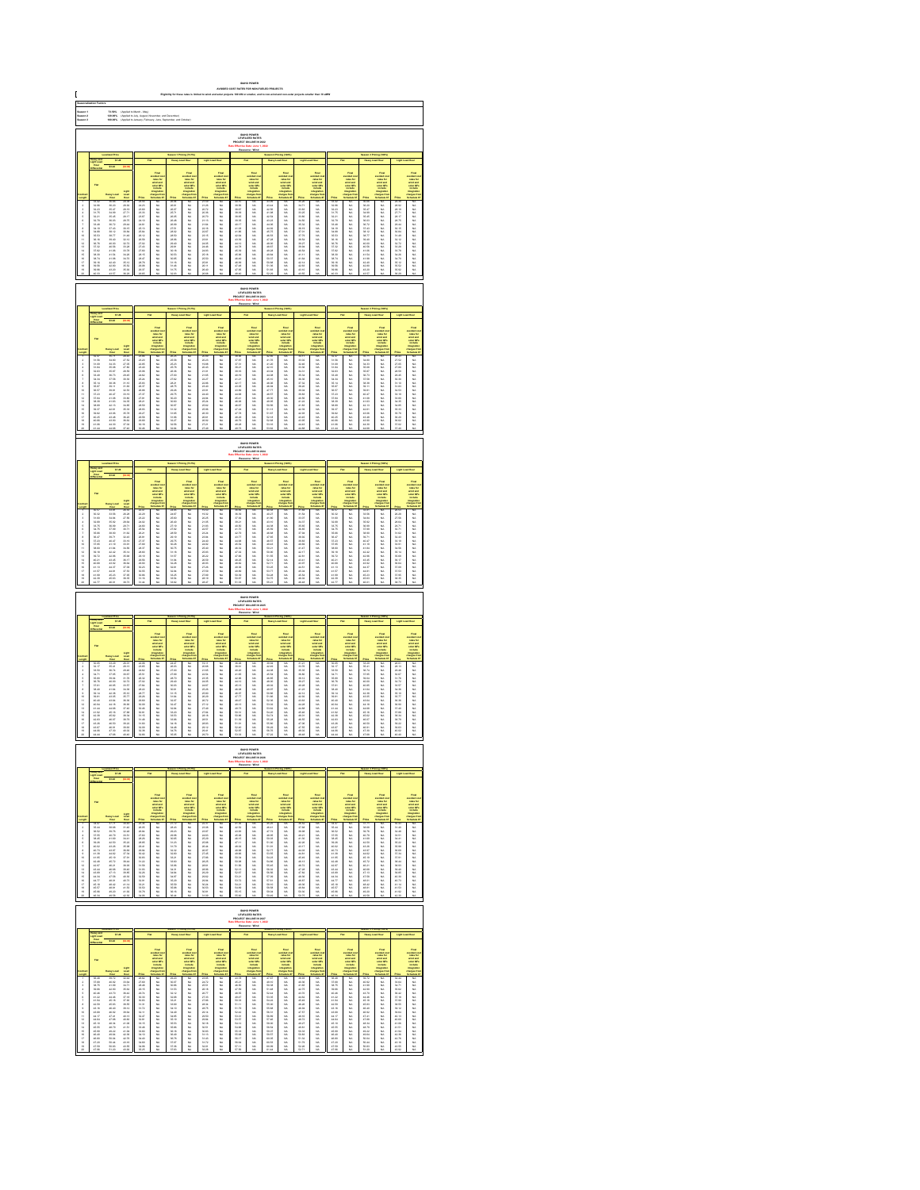# IDAHO POWER

## AVOIDED COST RATES FOR NON-FUELED PROJECTS

**Eligibility for these rates is limited to wind and solar projects 100 kW or smaller, and to non-wind and non-solar projects smaller than 10 aMW**

**Seasonalization Factors:**

| Season | Factor | Applied to |
|---|---|---|
| Season 1 | 73.50% | (Applied to March - May) |
| Season 2 | 120.00% | (Applied to July, August, November and December) |
| Season 3 | 100.00% | (Applied to January, February, June, September and October) |

---

### IDAHO POWER
### LEVELIZED RATES
### PROJECT ON-LINE IN 2022
**Resource: Wind**

---

### IDAHO POWER
### LEVELIZED RATES
### PROJECT ON-LINE IN 2023
**Resource: Wind**

---

### IDAHO POWER
### LEVELIZED RATES
### PROJECT ON-LINE IN 2024
**Resource: Wind**

---

### IDAHO POWER
### LEVELIZED RATES
### PROJECT ON-LINE IN 2025
**Resource: Wind**

---

### IDAHO POWER
### LEVELIZED RATES
### PROJECT ON-LINE IN 2026
**Resource: Wind**

---

### IDAHO POWER
### LEVELIZED RATES
### PROJECT ON-LINE IN 2027
**Resource: Wind**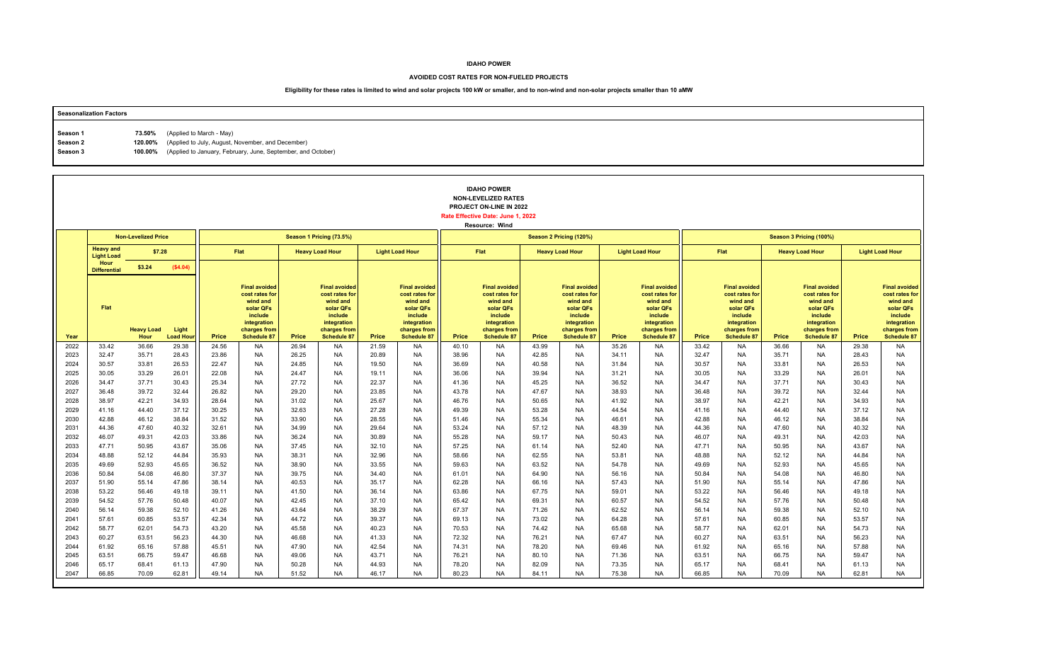**IDAHO POWER**

**AVOIDED COST RATES FOR NON-FUELED PROJECTS**

**Eligibility for these rates is limited to wind and solar projects 100 kW or smaller, and to non-wind and non-solar projects smaller than 10 aMW**

**Seasonalization Factors**

| | | |
|---|---|---|
| Season 1 | 73.50% | (Applied to March - May) |
| Season 2 | 120.00% | (Applied to July, August, November, and December) |
| Season 3 | 100.00% | (Applied to January, February, June, September, and October) |

**IDAHO POWER**
**NON-LEVELIZED RATES**
**PROJECT ON-LINE IN 2022**
**Rate Effective Date: June 1, 2022**
**Resource: Wind**

| | Non-Levelized Price | | | Season 1 Pricing (73.5%) | | | | | | Season 2 Pricing (120%) | | | | | | Season 3 Pricing (100%) | | | | | |
|---|---|---|---|---|---|---|---|---|---|---|---|---|---|---|---|---|---|---|---|---|---|
| | Heavy and Light Load Hour Differential | $7.28 | | Flat | | Heavy Load Hour | | Light Load Hour | | Flat | | Heavy Load Hour | | Light Load Hour | | Flat | | Heavy Load Hour | | Light Load Hour | |
| | | $3.24 | ($4.04) | | | | | | | | | | | | | | | | | | |
| Year | Flat | Heavy Load Hour | Light Load Hour | Price | Final avoided cost rates for wind and solar QFs include integration charges from Schedule 87 | Price | Final avoided cost rates for wind and solar QFs include integration charges from Schedule 87 | Price | Final avoided cost rates for wind and solar QFs include integration charges from Schedule 87 | Price | Final avoided cost rates for wind and solar QFs include integration charges from Schedule 87 | Price | Final avoided cost rates for wind and solar QFs include integration charges from Schedule 87 | Price | Final avoided cost rates for wind and solar QFs include integration charges from Schedule 87 | Price | Final avoided cost rates for wind and solar QFs include integration charges from Schedule 87 | Price | Final avoided cost rates for wind and solar QFs include integration charges from Schedule 87 | Price | Final avoided cost rates for wind and solar QFs include integration charges from Schedule 87 |
| 2022 | 33.42 | 36.66 | 29.38 | 24.56 | NA | 26.94 | NA | 21.59 | NA | 40.10 | NA | 43.99 | NA | 35.26 | NA | 33.42 | NA | 36.66 | NA | 29.38 | NA |
| 2023 | 32.47 | 35.71 | 28.43 | 23.86 | NA | 26.25 | NA | 20.89 | NA | 38.96 | NA | 42.85 | NA | 34.11 | NA | 32.47 | NA | 35.71 | NA | 28.43 | NA |
| 2024 | 30.57 | 33.81 | 26.53 | 22.47 | NA | 24.85 | NA | 19.50 | NA | 36.69 | NA | 40.58 | NA | 31.84 | NA | 30.57 | NA | 33.81 | NA | 26.53 | NA |
| 2025 | 30.05 | 33.29 | 26.01 | 22.08 | NA | 24.47 | NA | 19.11 | NA | 36.06 | NA | 39.94 | NA | 31.21 | NA | 30.05 | NA | 33.29 | NA | 26.01 | NA |
| 2026 | 34.47 | 37.71 | 30.43 | 25.34 | NA | 27.72 | NA | 22.37 | NA | 41.36 | NA | 45.25 | NA | 36.52 | NA | 34.47 | NA | 37.71 | NA | 30.43 | NA |
| 2027 | 36.48 | 39.72 | 32.44 | 26.82 | NA | 29.20 | NA | 23.85 | NA | 43.78 | NA | 47.67 | NA | 38.93 | NA | 36.48 | NA | 39.72 | NA | 32.44 | NA |
| 2028 | 38.97 | 42.21 | 34.93 | 28.64 | NA | 31.02 | NA | 25.67 | NA | 46.76 | NA | 50.65 | NA | 41.92 | NA | 38.97 | NA | 42.21 | NA | 34.93 | NA |
| 2029 | 41.16 | 44.40 | 37.12 | 30.25 | NA | 32.63 | NA | 27.28 | NA | 49.39 | NA | 53.28 | NA | 44.54 | NA | 41.16 | NA | 44.40 | NA | 37.12 | NA |
| 2030 | 42.88 | 46.12 | 38.84 | 31.52 | NA | 33.90 | NA | 28.55 | NA | 51.46 | NA | 55.34 | NA | 46.61 | NA | 42.88 | NA | 46.12 | NA | 38.84 | NA |
| 2031 | 44.36 | 47.60 | 40.32 | 32.61 | NA | 34.99 | NA | 29.64 | NA | 53.24 | NA | 57.12 | NA | 48.39 | NA | 44.36 | NA | 47.60 | NA | 40.32 | NA |
| 2032 | 46.07 | 49.31 | 42.03 | 33.86 | NA | 36.24 | NA | 30.89 | NA | 55.28 | NA | 59.17 | NA | 50.43 | NA | 46.07 | NA | 49.31 | NA | 42.03 | NA |
| 2033 | 47.71 | 50.95 | 43.67 | 35.06 | NA | 37.45 | NA | 32.10 | NA | 57.25 | NA | 61.14 | NA | 52.40 | NA | 47.71 | NA | 50.95 | NA | 43.67 | NA |
| 2034 | 48.88 | 52.12 | 44.84 | 35.93 | NA | 38.31 | NA | 32.96 | NA | 58.66 | NA | 62.55 | NA | 53.81 | NA | 48.88 | NA | 52.12 | NA | 44.84 | NA |
| 2035 | 49.69 | 52.93 | 45.65 | 36.52 | NA | 38.90 | NA | 33.55 | NA | 59.63 | NA | 63.52 | NA | 54.78 | NA | 49.69 | NA | 52.93 | NA | 45.65 | NA |
| 2036 | 50.84 | 54.08 | 46.80 | 37.37 | NA | 39.75 | NA | 34.40 | NA | 61.01 | NA | 64.90 | NA | 56.16 | NA | 50.84 | NA | 54.08 | NA | 46.80 | NA |
| 2037 | 51.90 | 55.14 | 47.86 | 38.14 | NA | 40.53 | NA | 35.17 | NA | 62.28 | NA | 66.16 | NA | 57.43 | NA | 51.90 | NA | 55.14 | NA | 47.86 | NA |
| 2038 | 53.22 | 56.46 | 49.18 | 39.11 | NA | 41.50 | NA | 36.14 | NA | 63.86 | NA | 67.75 | NA | 59.01 | NA | 53.22 | NA | 56.46 | NA | 49.18 | NA |
| 2039 | 54.52 | 57.76 | 50.48 | 40.07 | NA | 42.45 | NA | 37.10 | NA | 65.42 | NA | 69.31 | NA | 60.57 | NA | 54.52 | NA | 57.76 | NA | 50.48 | NA |
| 2040 | 56.14 | 59.38 | 52.10 | 41.26 | NA | 43.64 | NA | 38.29 | NA | 67.37 | NA | 71.26 | NA | 62.52 | NA | 56.14 | NA | 59.38 | NA | 52.10 | NA |
| 2041 | 57.61 | 60.85 | 53.57 | 42.34 | NA | 44.72 | NA | 39.37 | NA | 69.13 | NA | 73.02 | NA | 64.28 | NA | 57.61 | NA | 60.85 | NA | 53.57 | NA |
| 2042 | 58.77 | 62.01 | 54.73 | 43.20 | NA | 45.58 | NA | 40.23 | NA | 70.53 | NA | 74.42 | NA | 65.68 | NA | 58.77 | NA | 62.01 | NA | 54.73 | NA |
| 2043 | 60.27 | 63.51 | 56.23 | 44.30 | NA | 46.68 | NA | 41.33 | NA | 72.32 | NA | 76.21 | NA | 67.47 | NA | 60.27 | NA | 63.51 | NA | 56.23 | NA |
| 2044 | 61.92 | 65.16 | 57.88 | 45.51 | NA | 47.90 | NA | 42.54 | NA | 74.31 | NA | 78.20 | NA | 69.46 | NA | 61.92 | NA | 65.16 | NA | 57.88 | NA |
| 2045 | 63.51 | 66.75 | 59.47 | 46.68 | NA | 49.06 | NA | 43.71 | NA | 76.21 | NA | 80.10 | NA | 71.36 | NA | 63.51 | NA | 66.75 | NA | 59.47 | NA |
| 2046 | 65.17 | 68.41 | 61.13 | 47.90 | NA | 50.28 | NA | 44.93 | NA | 78.20 | NA | 82.09 | NA | 73.35 | NA | 65.17 | NA | 68.41 | NA | 61.13 | NA |
| 2047 | 66.85 | 70.09 | 62.81 | 49.14 | NA | 51.52 | NA | 46.17 | NA | 80.23 | NA | 84.11 | NA | 75.38 | NA | 66.85 | NA | 70.09 | NA | 62.81 | NA |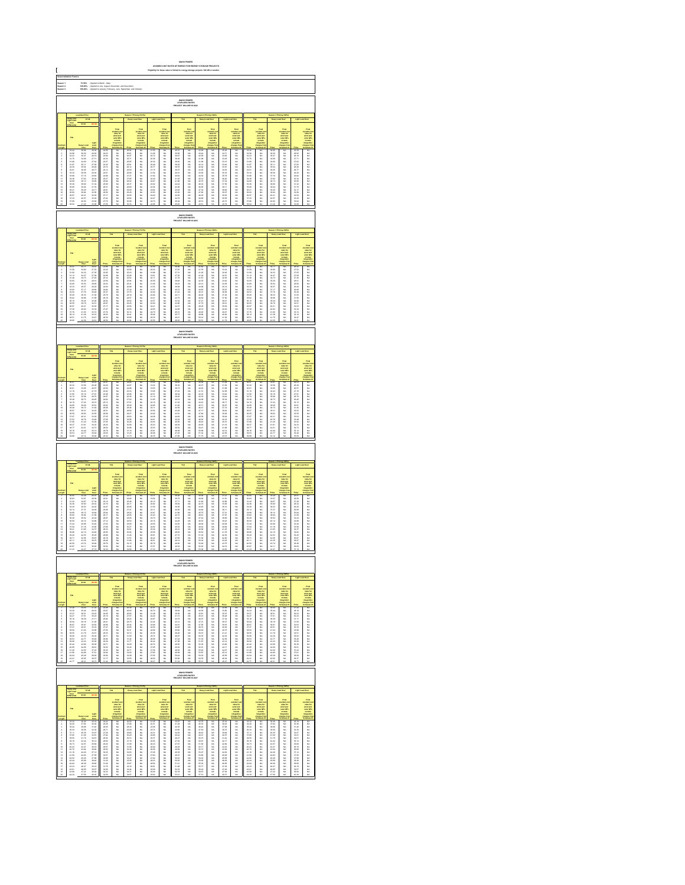**IDAHO POWER**

**AVOIDED COST RATES OF ENERGY FOR ENERGY STORAGE PROJECTS**

**Eligibility for these rates is limited to energy storage projects 100 kW or smaller**

**Seasonalization Factors:**

| | | |
|---|---|---|
| Season 1 | 73.50% | (Applied to March - May) |
| Season 2 | 120.00% | (Applied to July, August, November and December) |
| Season 3 | 100.00% | (Applied to January, February, June, September and October) |

**IDAHO POWER**
**LEVELIZED RATES**
**PROJECT ON-LINE IN 2022**

**IDAHO POWER**
**LEVELIZED RATES**
**PROJECT ON-LINE IN 2023**

**IDAHO POWER**
**LEVELIZED RATES**
**PROJECT ON-LINE IN 2024**

**IDAHO POWER**
**LEVELIZED RATES**
**PROJECT ON-LINE IN 2025**

**IDAHO POWER**
**LEVELIZED RATES**
**PROJECT ON-LINE IN 2026**

**IDAHO POWER**
**LEVELIZED RATES**
**PROJECT ON-LINE IN 2027**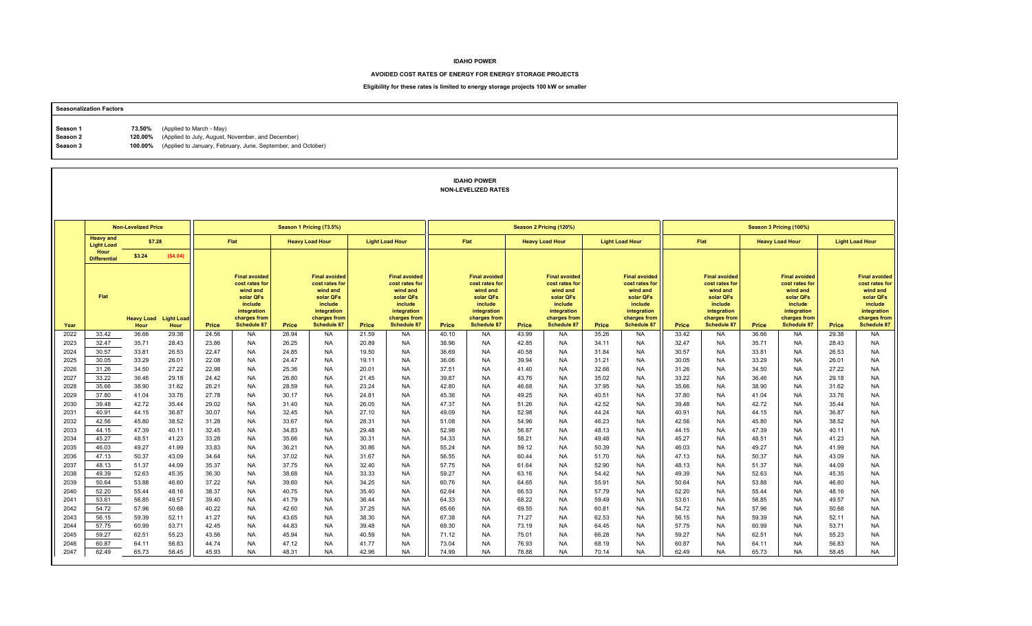**IDAHO POWER**

**AVOIDED COST RATES OF ENERGY FOR ENERGY STORAGE PROJECTS**

**Eligibility for these rates is limited to energy storage projects 100 kW or smaller**

| Seasonalization Factors | | |
|---|---|---|
| **Season 1** | **73.50%** | (Applied to March - May) |
| **Season 2** | **120.00%** | (Applied to July, August, November, and December) |
| **Season 3** | **100.00%** | (Applied to January, February, June, September, and October) |

**IDAHO POWER**
**NON-LEVELIZED RATES**

| | Non-Levelized Price | | | Season 1 Pricing (73.5%) | | | | | | Season 2 Pricing (120%) | | | | | | Season 3 Pricing (100%) | | | | | |
|---|---|---|---|---|---|---|---|---|---|---|---|---|---|---|---|---|---|---|---|---|---|
| | Heavy and Light Load: $7.28 | | | Flat | | Heavy Load Hour | | Light Load Hour | | Flat | | Heavy Load Hour | | Light Load Hour | | Flat | | Heavy Load Hour | | Light Load Hour | |
| | Hour Differential | $3.24 | ($4.04) | | | | | | | | | | | | | | | | | | |
| Year | Flat | Heavy Load Hour | Light Load Hour | Price | Final avoided cost rates for wind and solar QFs include integration charges from Schedule 87 | Price | Final avoided cost rates for wind and solar QFs include integration charges from Schedule 87 | Price | Final avoided cost rates for wind and solar QFs include integration charges from Schedule 87 | Price | Final avoided cost rates for wind and solar QFs include integration charges from Schedule 87 | Price | Final avoided cost rates for wind and solar QFs include integration charges from Schedule 87 | Price | Final avoided cost rates for wind and solar QFs include integration charges from Schedule 87 | Price | Final avoided cost rates for wind and solar QFs include integration charges from Schedule 87 | Price | Final avoided cost rates for wind and solar QFs include integration charges from Schedule 87 | Price | Final avoided cost rates for wind and solar QFs include integration charges from Schedule 87 |
| 2022 | 33.42 | 36.66 | 29.38 | 24.56 | NA | 26.94 | NA | 21.59 | NA | 40.10 | NA | 43.99 | NA | 35.26 | NA | 33.42 | NA | 36.66 | NA | 29.38 | NA |
| 2023 | 32.47 | 35.71 | 28.43 | 23.86 | NA | 26.25 | NA | 20.89 | NA | 38.96 | NA | 42.85 | NA | 34.11 | NA | 32.47 | NA | 35.71 | NA | 28.43 | NA |
| 2024 | 30.57 | 33.81 | 26.53 | 22.47 | NA | 24.85 | NA | 19.50 | NA | 36.69 | NA | 40.58 | NA | 31.84 | NA | 30.57 | NA | 33.81 | NA | 26.53 | NA |
| 2025 | 30.05 | 33.29 | 26.01 | 22.08 | NA | 24.47 | NA | 19.11 | NA | 36.06 | NA | 39.94 | NA | 31.21 | NA | 30.05 | NA | 33.29 | NA | 26.01 | NA |
| 2026 | 31.26 | 34.50 | 27.22 | 22.98 | NA | 25.36 | NA | 20.01 | NA | 37.51 | NA | 41.40 | NA | 32.66 | NA | 31.26 | NA | 34.50 | NA | 27.22 | NA |
| 2027 | 33.22 | 36.46 | 29.18 | 24.42 | NA | 26.80 | NA | 21.45 | NA | 39.87 | NA | 43.76 | NA | 35.02 | NA | 33.22 | NA | 36.46 | NA | 29.18 | NA |
| 2028 | 35.66 | 38.90 | 31.62 | 26.21 | NA | 28.59 | NA | 23.24 | NA | 42.80 | NA | 46.68 | NA | 37.95 | NA | 35.66 | NA | 38.90 | NA | 31.62 | NA |
| 2029 | 37.80 | 41.04 | 33.76 | 27.78 | NA | 30.17 | NA | 24.81 | NA | 45.36 | NA | 49.25 | NA | 40.51 | NA | 37.80 | NA | 41.04 | NA | 33.76 | NA |
| 2030 | 39.48 | 42.72 | 35.44 | 29.02 | NA | 31.40 | NA | 26.05 | NA | 47.37 | NA | 51.26 | NA | 42.52 | NA | 39.48 | NA | 42.72 | NA | 35.44 | NA |
| 2031 | 40.91 | 44.15 | 36.87 | 30.07 | NA | 32.45 | NA | 27.10 | NA | 49.09 | NA | 52.98 | NA | 44.24 | NA | 40.91 | NA | 44.15 | NA | 36.87 | NA |
| 2032 | 42.56 | 45.80 | 38.52 | 31.28 | NA | 33.67 | NA | 28.31 | NA | 51.08 | NA | 54.96 | NA | 46.23 | NA | 42.56 | NA | 45.80 | NA | 38.52 | NA |
| 2033 | 44.15 | 47.39 | 40.11 | 32.45 | NA | 34.83 | NA | 29.48 | NA | 52.98 | NA | 56.87 | NA | 48.13 | NA | 44.15 | NA | 47.39 | NA | 40.11 | NA |
| 2034 | 45.27 | 48.51 | 41.23 | 33.28 | NA | 35.66 | NA | 30.31 | NA | 54.33 | NA | 58.21 | NA | 49.48 | NA | 45.27 | NA | 48.51 | NA | 41.23 | NA |
| 2035 | 46.03 | 49.27 | 41.99 | 33.83 | NA | 36.21 | NA | 30.86 | NA | 55.24 | NA | 59.12 | NA | 50.39 | NA | 46.03 | NA | 49.27 | NA | 41.99 | NA |
| 2036 | 47.13 | 50.37 | 43.09 | 34.64 | NA | 37.02 | NA | 31.67 | NA | 56.55 | NA | 60.44 | NA | 51.70 | NA | 47.13 | NA | 50.37 | NA | 43.09 | NA |
| 2037 | 48.13 | 51.37 | 44.09 | 35.37 | NA | 37.75 | NA | 32.40 | NA | 57.75 | NA | 61.64 | NA | 52.90 | NA | 48.13 | NA | 51.37 | NA | 44.09 | NA |
| 2038 | 49.39 | 52.63 | 45.35 | 36.30 | NA | 38.68 | NA | 33.33 | NA | 59.27 | NA | 63.16 | NA | 54.42 | NA | 49.39 | NA | 52.63 | NA | 45.35 | NA |
| 2039 | 50.64 | 53.88 | 46.60 | 37.22 | NA | 39.60 | NA | 34.25 | NA | 60.76 | NA | 64.65 | NA | 55.91 | NA | 50.64 | NA | 53.88 | NA | 46.60 | NA |
| 2040 | 52.20 | 55.44 | 48.16 | 38.37 | NA | 40.75 | NA | 35.40 | NA | 62.64 | NA | 66.53 | NA | 57.79 | NA | 52.20 | NA | 55.44 | NA | 48.16 | NA |
| 2041 | 53.61 | 56.85 | 49.57 | 39.40 | NA | 41.79 | NA | 36.44 | NA | 64.33 | NA | 68.22 | NA | 59.49 | NA | 53.61 | NA | 56.85 | NA | 49.57 | NA |
| 2042 | 54.72 | 57.96 | 50.68 | 40.22 | NA | 42.60 | NA | 37.25 | NA | 65.66 | NA | 69.55 | NA | 60.81 | NA | 54.72 | NA | 57.96 | NA | 50.68 | NA |
| 2043 | 56.15 | 59.39 | 52.11 | 41.27 | NA | 43.65 | NA | 38.30 | NA | 67.38 | NA | 71.27 | NA | 62.53 | NA | 56.15 | NA | 59.39 | NA | 52.11 | NA |
| 2044 | 57.75 | 60.99 | 53.71 | 42.45 | NA | 44.83 | NA | 39.48 | NA | 69.30 | NA | 73.19 | NA | 64.45 | NA | 57.75 | NA | 60.99 | NA | 53.71 | NA |
| 2045 | 59.27 | 62.51 | 55.23 | 43.56 | NA | 45.94 | NA | 40.59 | NA | 71.12 | NA | 75.01 | NA | 66.28 | NA | 59.27 | NA | 62.51 | NA | 55.23 | NA |
| 2046 | 60.87 | 64.11 | 56.83 | 44.74 | NA | 47.12 | NA | 41.77 | NA | 73.04 | NA | 76.93 | NA | 68.19 | NA | 60.87 | NA | 64.11 | NA | 56.83 | NA |
| 2047 | 62.49 | 65.73 | 58.45 | 45.93 | NA | 48.31 | NA | 42.96 | NA | 74.99 | NA | 78.88 | NA | 70.14 | NA | 62.49 | NA | 65.73 | NA | 58.45 | NA |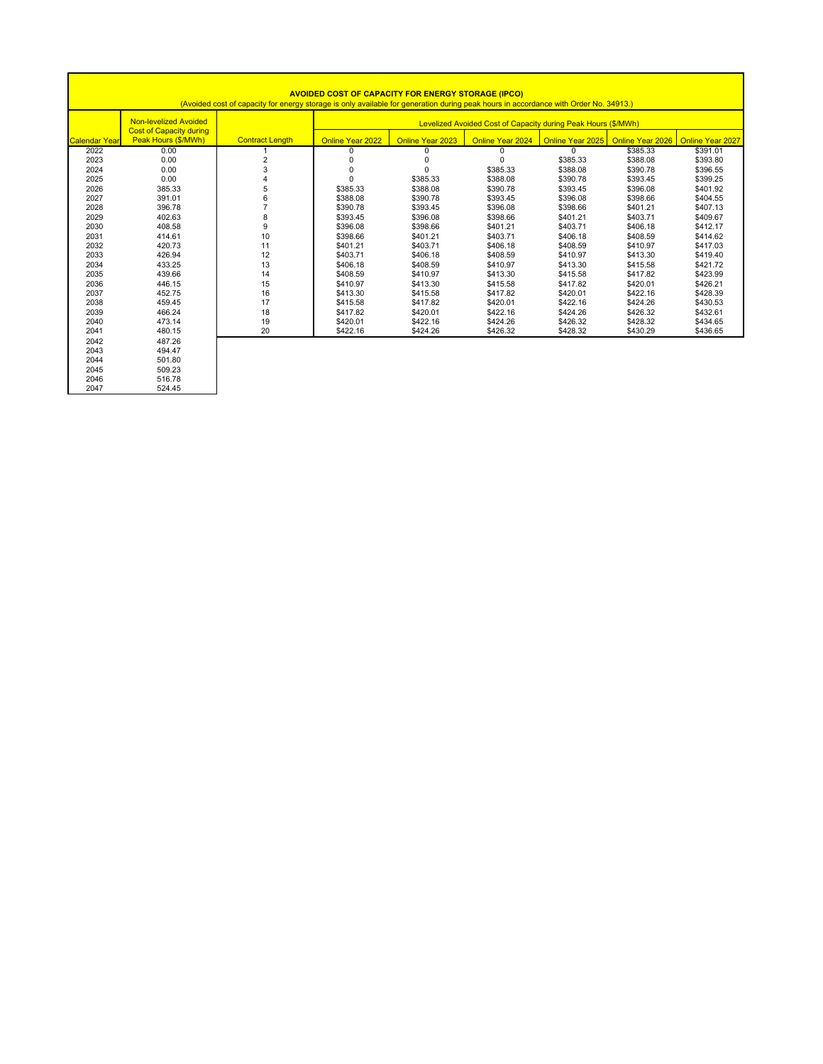**AVOIDED COST OF CAPACITY FOR ENERGY STORAGE (IPCO)**

(Avoided cost of capacity for energy storage is only available for generation during peak hours in accordance with Order No. 34913.)

| Calendar Year | Non-levelized Avoided Cost of Capacity during Peak Hours ($/MWh) | Contract Length | Levelized Avoided Cost of Capacity during Peak Hours ($/MWh) | | | | | |
|---|---|---|---|---|---|---|---|---|
| | | | Online Year 2022 | Online Year 2023 | Online Year 2024 | Online Year 2025 | Online Year 2026 | Online Year 2027 |
| 2022 | 0.00 | 1 | 0 | 0 | 0 | 0 | $385.33 | $391.01 |
| 2023 | 0.00 | 2 | 0 | 0 | 0 | $385.33 | $388.08 | $393.80 |
| 2024 | 0.00 | 3 | 0 | 0 | $385.33 | $388.08 | $390.78 | $396.55 |
| 2025 | 0.00 | 4 | 0 | $385.33 | $388.08 | $390.78 | $393.45 | $399.25 |
| 2026 | 385.33 | 5 | $385.33 | $388.08 | $390.78 | $393.45 | $396.08 | $401.92 |
| 2027 | 391.01 | 6 | $388.08 | $390.78 | $393.45 | $396.08 | $398.66 | $404.55 |
| 2028 | 396.78 | 7 | $390.78 | $393.45 | $396.08 | $398.66 | $401.21 | $407.13 |
| 2029 | 402.63 | 8 | $393.45 | $396.08 | $398.66 | $401.21 | $403.71 | $409.67 |
| 2030 | 408.58 | 9 | $396.08 | $398.66 | $401.21 | $403.71 | $406.18 | $412.17 |
| 2031 | 414.61 | 10 | $398.66 | $401.21 | $403.71 | $406.18 | $408.59 | $414.62 |
| 2032 | 420.73 | 11 | $401.21 | $403.71 | $406.18 | $408.59 | $410.97 | $417.03 |
| 2033 | 426.94 | 12 | $403.71 | $406.18 | $408.59 | $410.97 | $413.30 | $419.40 |
| 2034 | 433.25 | 13 | $406.18 | $408.59 | $410.97 | $413.30 | $415.58 | $421.72 |
| 2035 | 439.66 | 14 | $408.59 | $410.97 | $413.30 | $415.58 | $417.82 | $423.99 |
| 2036 | 446.15 | 15 | $410.97 | $413.30 | $415.58 | $417.82 | $420.01 | $426.21 |
| 2037 | 452.75 | 16 | $413.30 | $415.58 | $417.82 | $420.01 | $422.16 | $428.39 |
| 2038 | 459.45 | 17 | $415.58 | $417.82 | $420.01 | $422.16 | $424.26 | $430.53 |
| 2039 | 466.24 | 18 | $417.82 | $420.01 | $422.16 | $424.26 | $426.32 | $432.61 |
| 2040 | 473.14 | 19 | $420.01 | $422.16 | $424.26 | $426.32 | $428.32 | $434.65 |
| 2041 | 480.15 | 20 | $422.16 | $424.26 | $426.32 | $428.32 | $430.29 | $436.65 |
| 2042 | 487.26 | | | | | | | |
| 2043 | 494.47 | | | | | | | |
| 2044 | 501.80 | | | | | | | |
| 2045 | 509.23 | | | | | | | |
| 2046 | 516.78 | | | | | | | |
| 2047 | 524.45 | | | | | | | |